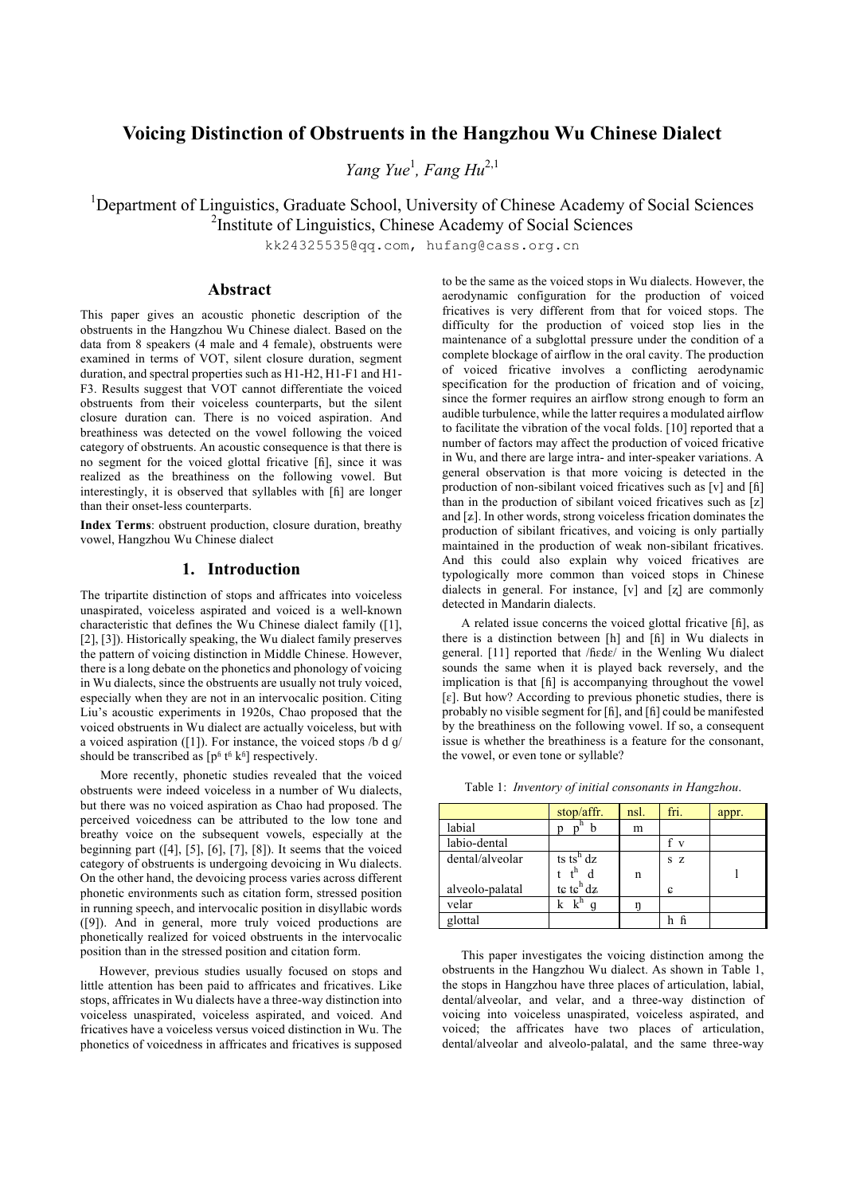# Voicing Distinction of Obstruents in the Hangzhou Wu Chinese Dialect

*Yang Yue*[1], *Fang Hu*[2,1]

[1]Department of Linguistics, Graduate School, University of Chinese Academy of Social Sciences
[2]Institute of Linguistics, Chinese Academy of Social Sciences

kk24325535@qq.com, hufang@cass.org.cn

## Abstract

This paper gives an acoustic phonetic description of the obstruents in the Hangzhou Wu Chinese dialect. Based on the data from 8 speakers (4 male and 4 female), obstruents were examined in terms of VOT, silent closure duration, segment duration, and spectral properties such as H1-H2, H1-F1 and H1-F3. Results suggest that VOT cannot differentiate the voiced obstruents from their voiceless counterparts, but the silent closure duration can. There is no voiced aspiration. And breathiness was detected on the vowel following the voiced category of obstruents. An acoustic consequence is that there is no segment for the voiced glottal fricative [ɦ], since it was realized as the breathiness on the following vowel. But interestingly, it is observed that syllables with [ɦ] are longer than their onset-less counterparts.

**Index Terms**: obstruent production, closure duration, breathy vowel, Hangzhou Wu Chinese dialect

## 1. Introduction

The tripartite distinction of stops and affricates into voiceless unaspirated, voiceless aspirated and voiced is a well-known characteristic that defines the Wu Chinese dialect family ([1], [2], [3]). Historically speaking, the Wu dialect family preserves the pattern of voicing distinction in Middle Chinese. However, there is a long debate on the phonetics and phonology of voicing in Wu dialects, since the obstruents are usually not truly voiced, especially when they are not in an intervocalic position. Citing Liu's acoustic experiments in 1920s, Chao proposed that the voiced obstruents in Wu dialect are actually voiceless, but with a voiced aspiration ([1]). For instance, the voiced stops /b d g/ should be transcribed as [pʱ tʱ kʱ] respectively.

More recently, phonetic studies revealed that the voiced obstruents were indeed voiceless in a number of Wu dialects, but there was no voiced aspiration as Chao had proposed. The perceived voicedness can be attributed to the low tone and breathy voice on the subsequent vowels, especially at the beginning part ([4], [5], [6], [7], [8]). It seems that the voiced category of obstruents is undergoing devoicing in Wu dialects. On the other hand, the devoicing process varies across different phonetic environments such as citation form, stressed position in running speech, and intervocalic position in disyllabic words ([9]). And in general, more truly voiced productions are phonetically realized for voiced obstruents in the intervocalic position than in the stressed position and citation form.

However, previous studies usually focused on stops and little attention has been paid to affricates and fricatives. Like stops, affricates in Wu dialects have a three-way distinction into voiceless unaspirated, voiceless aspirated, and voiced. And fricatives have a voiceless versus voiced distinction in Wu. The phonetics of voicedness in affricates and fricatives is supposed to be the same as the voiced stops in Wu dialects. However, the aerodynamic configuration for the production of voiced fricatives is very different from that for voiced stops. The difficulty for the production of voiced stop lies in the maintenance of a subglottal pressure under the condition of a complete blockage of airflow in the oral cavity. The production of voiced fricative involves a conflicting aerodynamic specification for the production of frication and of voicing, since the former requires an airflow strong enough to form an audible turbulence, while the latter requires a modulated airflow to facilitate the vibration of the vocal folds. [10] reported that a number of factors may affect the production of voiced fricative in Wu, and there are large intra- and inter-speaker variations. A general observation is that more voicing is detected in the production of non-sibilant voiced fricatives such as [v] and [ɦ] than in the production of sibilant voiced fricatives such as [z] and [ʑ]. In other words, strong voiceless frication dominates the production of sibilant fricatives, and voicing is only partially maintained in the production of weak non-sibilant fricatives. And this could also explain why voiced fricatives are typologically more common than voiced stops in Chinese dialects in general. For instance, [v] and [ʐ] are commonly detected in Mandarin dialects.

A related issue concerns the voiced glottal fricative [ɦ], as there is a distinction between [h] and [ɦ] in Wu dialects in general. [11] reported that /ɦɛdɛ/ in the Wenling Wu dialect sounds the same when it is played back reversely, and the implication is that [ɦ] is accompanying throughout the vowel [ɛ]. But how? According to previous phonetic studies, there is probably no visible segment for [ɦ], and [ɦ] could be manifested by the breathiness on the following vowel. If so, a consequent issue is whether the breathiness is a feature for the consonant, the vowel, or even tone or syllable?

Table 1: *Inventory of initial consonants in Hangzhou.*

| | stop/affr. | nsl. | fri. | appr. |
|---|---|---|---|---|
| labial | p pʰ b | m | | |
| labio-dental | | | f v | |
| dental/alveolar | ts tsʰ dz<br>t tʰ d | n | s z | l |
| alveolo-palatal | tɕ tɕʰ dʑ | | ɕ | |
| velar | k kʰ g | ŋ | | |
| glottal | | | h ɦ | |

This paper investigates the voicing distinction among the obstruents in the Hangzhou Wu dialect. As shown in Table 1, the stops in Hangzhou have three places of articulation, labial, dental/alveolar, and velar, and a three-way distinction of voicing into voiceless unaspirated, voiceless aspirated, and voiced; the affricates have two places of articulation, dental/alveolar and alveolo-palatal, and the same three-way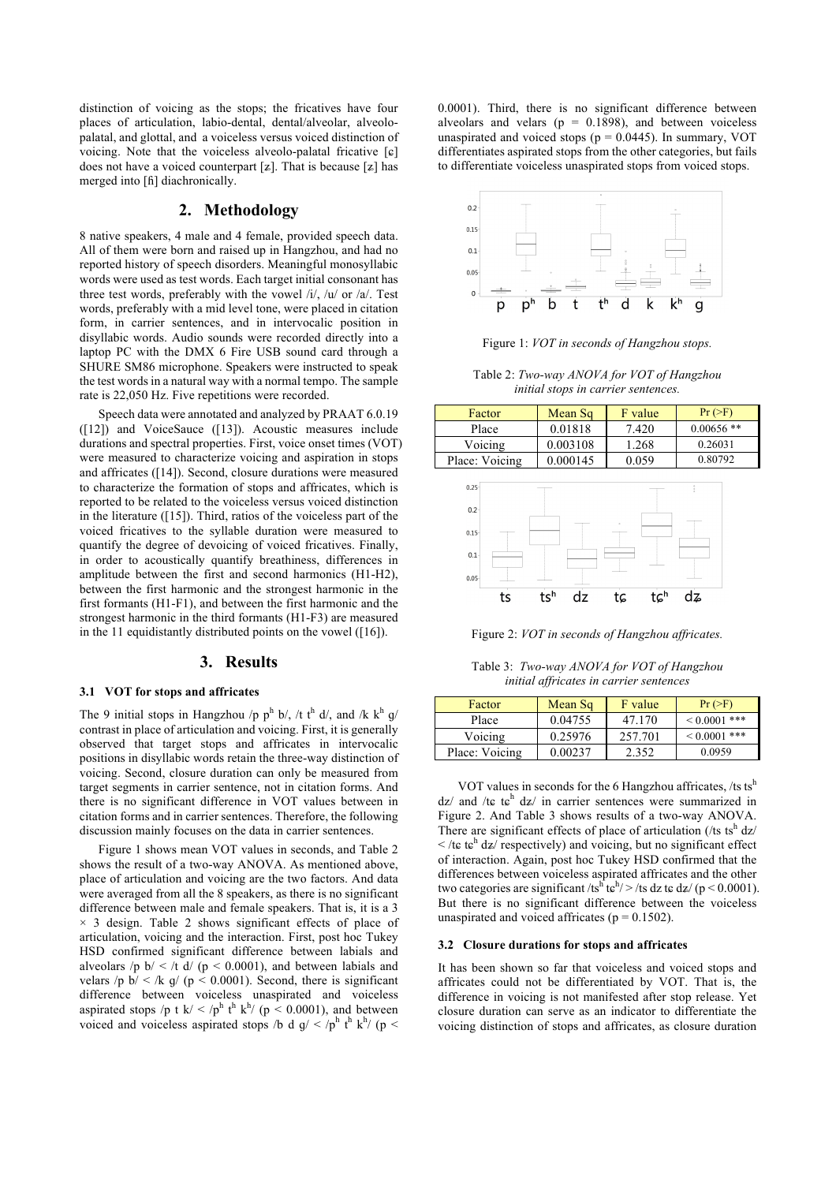distinction of voicing as the stops; the fricatives have four places of articulation, labio-dental, dental/alveolar, alveolo-palatal, and glottal, and a voiceless versus voiced distinction of voicing. Note that the voiceless alveolo-palatal fricative [ɕ] does not have a voiced counterpart [ʑ]. That is because [ʑ] has merged into [ɦ] diachronically.

## 2. Methodology

8 native speakers, 4 male and 4 female, provided speech data. All of them were born and raised up in Hangzhou, and had no reported history of speech disorders. Meaningful monosyllabic words were used as test words. Each target initial consonant has three test words, preferably with the vowel /i/, /u/ or /a/. Test words, preferably with a mid level tone, were placed in citation form, in carrier sentences, and in intervocalic position in disyllabic words. Audio sounds were recorded directly into a laptop PC with the DMX 6 Fire USB sound card through a SHURE SM86 microphone. Speakers were instructed to speak the test words in a natural way with a normal tempo. The sample rate is 22,050 Hz. Five repetitions were recorded.

Speech data were annotated and analyzed by PRAAT 6.0.19 ([12]) and VoiceSauce ([13]). Acoustic measures include durations and spectral properties. First, voice onset times (VOT) were measured to characterize voicing and aspiration in stops and affricates ([14]). Second, closure durations were measured to characterize the formation of stops and affricates, which is reported to be related to the voiceless versus voiced distinction in the literature ([15]). Third, ratios of the voiceless part of the voiced fricatives to the syllable duration were measured to quantify the degree of devoicing of voiced fricatives. Finally, in order to acoustically quantify breathiness, differences in amplitude between the first and second harmonics (H1-H2), between the first harmonic and the strongest harmonic in the first formants (H1-F1), and between the first harmonic and the strongest harmonic in the third formants (H1-F3) are measured in the 11 equidistantly distributed points on the vowel ([16]).

## 3. Results

### 3.1 VOT for stops and affricates

The 9 initial stops in Hangzhou /p pʰ b/, /t tʰ d/, and /k kʰ g/ contrast in place of articulation and voicing. First, it is generally observed that target stops and affricates in intervocalic positions in disyllabic words retain the three-way distinction of voicing. Second, closure duration can only be measured from target segments in carrier sentence, not in citation forms. And there is no significant difference in VOT values between in citation forms and in carrier sentences. Therefore, the following discussion mainly focuses on the data in carrier sentences.

Figure 1 shows mean VOT values in seconds, and Table 2 shows the result of a two-way ANOVA. As mentioned above, place of articulation and voicing are the two factors. And data were averaged from all the 8 speakers, as there is no significant difference between male and female speakers. That is, it is a 3 × 3 design. Table 2 shows significant effects of place of articulation, voicing and the interaction. First, post hoc Tukey HSD confirmed significant difference between labials and alveolars /p b/ < /t d/ ($p < 0.0001$), and between labials and velars /p b/ < /k g/ ($p < 0.0001$). Second, there is significant difference between voiceless unaspirated and voiceless aspirated stops /p t k/ < /pʰ tʰ kʰ/ ($p < 0.0001$), and between voiced and voiceless aspirated stops /b d g/ < /pʰ tʰ kʰ/ ($p < 0.0001$). Third, there is no significant difference between alveolars and velars ($p = 0.1898$), and between voiceless unaspirated and voiced stops ($p = 0.0445$). In summary, VOT differentiates aspirated stops from the other categories, but fails to differentiate voiceless unaspirated stops from voiced stops.

Figure 1: *VOT in seconds of Hangzhou stops.*

Table 2: *Two-way ANOVA for VOT of Hangzhou initial stops in carrier sentences.*

| Factor | Mean Sq | F value | Pr (>F) |
|---|---|---|---|
| Place | 0.01818 | 7.420 | 0.00656 ** |
| Voicing | 0.003108 | 1.268 | 0.26031 |
| Place: Voicing | 0.000145 | 0.059 | 0.80792 |

Figure 2: *VOT in seconds of Hangzhou affricates.*

Table 3: *Two-way ANOVA for VOT of Hangzhou initial affricates in carrier sentences*

| Factor | Mean Sq | F value | Pr (>F) |
|---|---|---|---|
| Place | 0.04755 | 47.170 | < 0.0001 *** |
| Voicing | 0.25976 | 257.701 | < 0.0001 *** |
| Place: Voicing | 0.00237 | 2.352 | 0.0959 |

VOT values in seconds for the 6 Hangzhou affricates, /ts tsʰ dz/ and /tɕ tɕʰ dʑ/ in carrier sentences were summarized in Figure 2. And Table 3 shows results of a two-way ANOVA. There are significant effects of place of articulation (/ts tsʰ dz/ < /tɕ tɕʰ dʑ/ respectively) and voicing, but no significant effect of interaction. Again, post hoc Tukey HSD confirmed that the differences between voiceless aspirated affricates and the other two categories are significant /tsʰ tɕʰ/ > /ts dz tɕ dʑ/ ($p < 0.0001$). But there is no significant difference between the voiceless unaspirated and voiced affricates ($p = 0.1502$).

### 3.2 Closure durations for stops and affricates

It has been shown so far that voiceless and voiced stops and affricates could not be differentiated by VOT. That is, the difference in voicing is not manifested after stop release. Yet closure duration can serve as an indicator to differentiate the voicing distinction of stops and affricates, as closure duration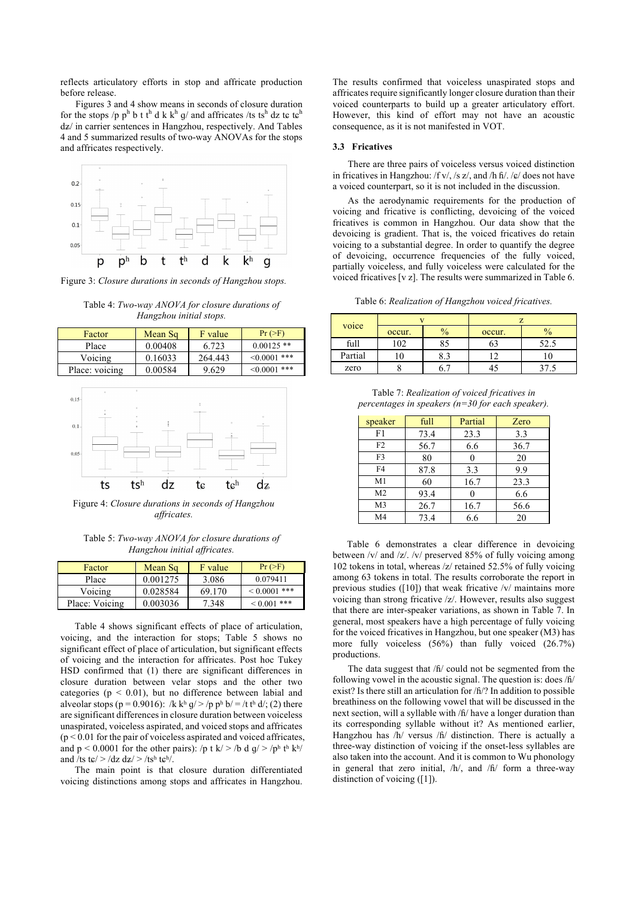reflects articulatory efforts in stop and affricate production before release.

Figures 3 and 4 show means in seconds of closure duration for the stops /p pʰ b t tʰ d k kʰ g/ and affricates /ts tsʰ dz tɕ tɕʰ dʑ/ in carrier sentences in Hangzhou, respectively. And Tables 4 and 5 summarized results of two-way ANOVAs for the stops and affricates respectively.

Figure 3: *Closure durations in seconds of Hangzhou stops.*

Table 4: *Two-way ANOVA for closure durations of Hangzhou initial stops.*

| Factor | Mean Sq | F value | Pr (>F) |
|---|---|---|---|
| Place | 0.00408 | 6.723 | 0.00125 ** |
| Voicing | 0.16033 | 264.443 | <0.0001 *** |
| Place: voicing | 0.00584 | 9.629 | <0.0001 *** |

Figure 4: *Closure durations in seconds of Hangzhou affricates.*

Table 5: *Two-way ANOVA for closure durations of Hangzhou initial affricates.*

| Factor | Mean Sq | F value | Pr (>F) |
|---|---|---|---|
| Place | 0.001275 | 3.086 | 0.079411 |
| Voicing | 0.028584 | 69.170 | < 0.0001 *** |
| Place: Voicing | 0.003036 | 7.348 | < 0.001 *** |

Table 4 shows significant effects of place of articulation, voicing, and the interaction for stops; Table 5 shows no significant effect of place of articulation, but significant effects of voicing and the interaction for affricates. Post hoc Tukey HSD confirmed that (1) there are significant differences in closure duration between velar stops and the other two categories ($p < 0.01$), but no difference between labial and alveolar stops ($p = 0.9016$): /k kʰ g/ > /p pʰ b/ = /t tʰ d/; (2) there are significant differences in closure duration between voiceless unaspirated, voiceless aspirated, and voiced stops and affricates ($p < 0.01$ for the pair of voiceless aspirated and voiced affricates, and $p < 0.0001$ for the other pairs): /p t k/ > /b d g/ > /pʰ tʰ kʰ/ and /ts tɕ/ > /dz dʑ/ > /tsʰ tɕʰ/.

The main point is that closure duration differentiated voicing distinctions among stops and affricates in Hangzhou. The results confirmed that voiceless unaspirated stops and affricates require significantly longer closure duration than their voiced counterparts to build up a greater articulatory effort. However, this kind of effort may not have an acoustic consequence, as it is not manifested in VOT.

### 3.3 Fricatives

There are three pairs of voiceless versus voiced distinction in fricatives in Hangzhou: /f v/, /s z/, and /h ɦ/. /ɕ/ does not have a voiced counterpart, so it is not included in the discussion.

As the aerodynamic requirements for the production of voicing and fricative is conflicting, devoicing of the voiced fricatives is common in Hangzhou. Our data show that the devoicing is gradient. That is, the voiced fricatives do retain voicing to a substantial degree. In order to quantify the degree of devoicing, occurrence frequencies of the fully voiced, partially voiceless, and fully voiceless were calculated for the voiced fricatives [v z]. The results were summarized in Table 6.

Table 6: *Realization of Hangzhou voiced fricatives.*

| voice | v | | z | |
|---|---|---|---|---|
| | occur. | % | occur. | % |
| full | 102 | 85 | 63 | 52.5 |
| Partial | 10 | 8.3 | 12 | 10 |
| zero | 8 | 6.7 | 45 | 37.5 |

Table 7: *Realization of voiced fricatives in percentages in speakers (n=30 for each speaker).*

| speaker | full | Partial | Zero |
|---|---|---|---|
| F1 | 73.4 | 23.3 | 3.3 |
| F2 | 56.7 | 6.6 | 36.7 |
| F3 | 80 | 0 | 20 |
| F4 | 87.8 | 3.3 | 9.9 |
| M1 | 60 | 16.7 | 23.3 |
| M2 | 93.4 | 0 | 6.6 |
| M3 | 26.7 | 16.7 | 56.6 |
| M4 | 73.4 | 6.6 | 20 |

Table 6 demonstrates a clear difference in devoicing between /v/ and /z/. /v/ preserved 85% of fully voicing among 102 tokens in total, whereas /z/ retained 52.5% of fully voicing among 63 tokens in total. The results corroborate the report in previous studies ([10]) that weak fricative /v/ maintains more voicing than strong fricative /z/. However, results also suggest that there are inter-speaker variations, as shown in Table 7. In general, most speakers have a high percentage of fully voicing for the voiced fricatives in Hangzhou, but one speaker (M3) has more fully voiceless (56%) than fully voiced (26.7%) productions.

The data suggest that /ɦ/ could not be segmented from the following vowel in the acoustic signal. The question is: does /ɦ/ exist? Is there still an articulation for /ɦ/? In addition to possible breathiness on the following vowel that will be discussed in the next section, will a syllable with /ɦ/ have a longer duration than its corresponding syllable without it? As mentioned earlier, Hangzhou has /h/ versus /ɦ/ distinction. There is actually a three-way distinction of voicing if the onset-less syllables are also taken into the account. And it is common to Wu phonology in general that zero initial, /h/, and /ɦ/ form a three-way distinction of voicing ([1]).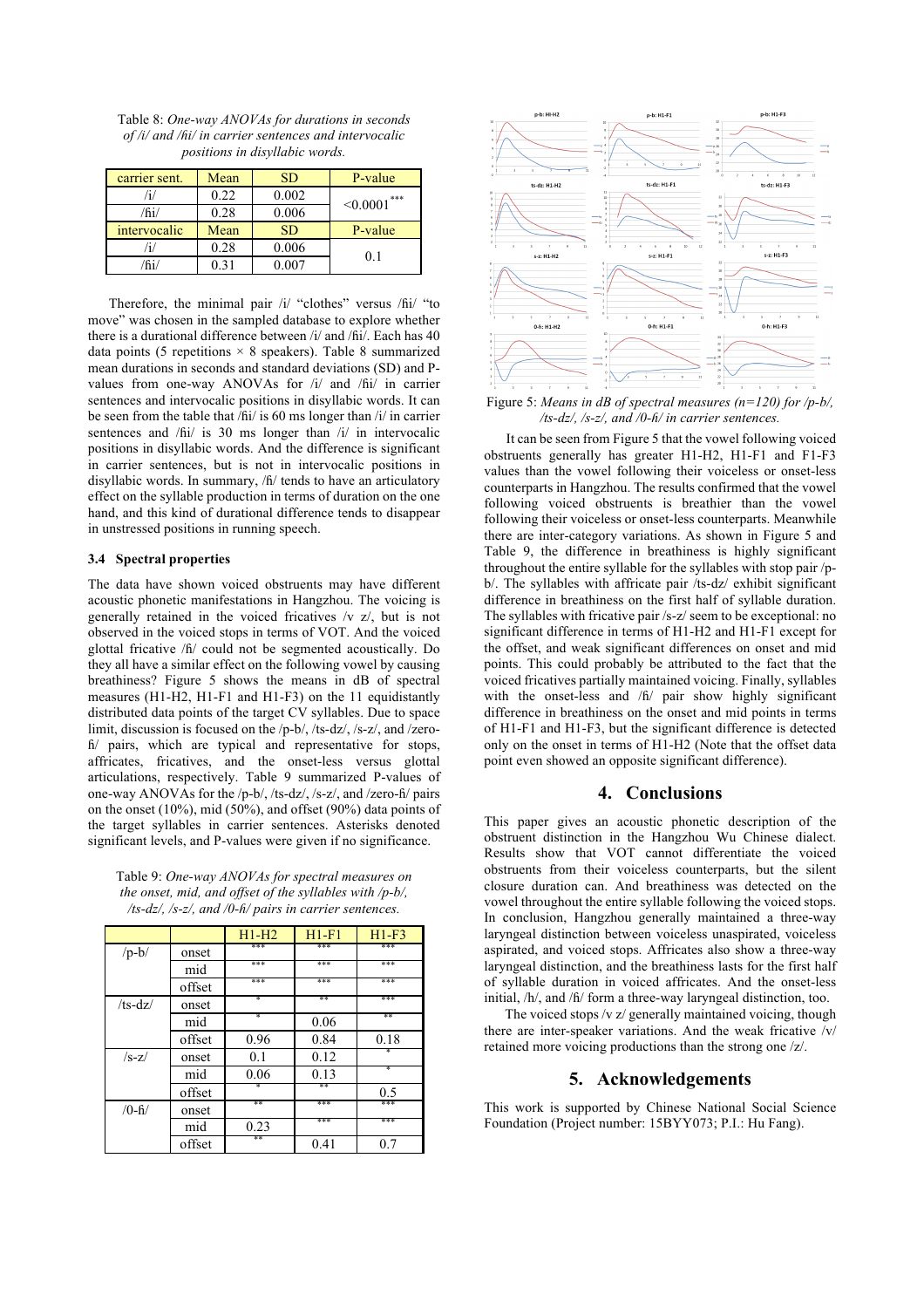Table 8: *One-way ANOVAs for durations in seconds of /i/ and /ɦi/ in carrier sentences and intervocalic positions in disyllabic words.*

| carrier sent. | Mean | SD | P-value |
|---|---|---|---|
| /i/ | 0.22 | 0.002 | <0.0001*** |
| /ɦi/ | 0.28 | 0.006 | |
| intervocalic | Mean | SD | P-value |
| /i/ | 0.28 | 0.006 | 0.1 |
| /ɦi/ | 0.31 | 0.007 | |

Therefore, the minimal pair /i/ "clothes" versus /ɦi/ "to move" was chosen in the sampled database to explore whether there is a durational difference between /i/ and /ɦi/. Each has 40 data points (5 repetitions × 8 speakers). Table 8 summarized mean durations in seconds and standard deviations (SD) and P-values from one-way ANOVAs for /i/ and /ɦi/ in carrier sentences and intervocalic positions in disyllabic words. It can be seen from the table that /ɦi/ is 60 ms longer than /i/ in carrier sentences and /ɦi/ is 30 ms longer than /i/ in intervocalic positions in disyllabic words. And the difference is significant in carrier sentences, but is not in intervocalic positions in disyllabic words. In summary, /ɦ/ tends to have an articulatory effect on the syllable production in terms of duration on the one hand, and this kind of durational difference tends to disappear in unstressed positions in running speech.

### 3.4 Spectral properties

The data have shown voiced obstruents may have different acoustic phonetic manifestations in Hangzhou. The voicing is generally retained in the voiced fricatives /v z/, but is not observed in the voiced stops in terms of VOT. And the voiced glottal fricative /ɦ/ could not be segmented acoustically. Do they all have a similar effect on the following vowel by causing breathiness? Figure 5 shows the means in dB of spectral measures (H1-H2, H1-F1 and H1-F3) on the 11 equidistantly distributed data points of the target CV syllables. Due to space limit, discussion is focused on the /p-b/, /ts-dz/, /s-z/, and /zero-ɦ/ pairs, which are typical and representative for stops, affricates, fricatives, and the onset-less versus glottal articulations, respectively. Table 9 summarized P-values of one-way ANOVAs for the /p-b/, /ts-dz/, /s-z/, and /zero-ɦ/ pairs on the onset (10%), mid (50%), and offset (90%) data points of the target syllables in carrier sentences. Asterisks denoted significant levels, and P-values were given if no significance.

Table 9: *One-way ANOVAs for spectral measures on the onset, mid, and offset of the syllables with /p-b/, /ts-dz/, /s-z/, and /0-ɦ/ pairs in carrier sentences.*

| | | H1-H2 | H1-F1 | H1-F3 |
|---|---|---|---|---|
| /p-b/ | onset | *** | *** | *** |
| | mid | *** | *** | *** |
| | offset | *** | *** | *** |
| /ts-dz/ | onset | * | ** | *** |
| | mid | * | 0.06 | ** |
| | offset | 0.96 | 0.84 | 0.18 |
| /s-z/ | onset | 0.1 | 0.12 | * |
| | mid | 0.06 | 0.13 | * |
| | offset | * | ** | 0.5 |
| /0-ɦ/ | onset | ** | *** | *** |
| | mid | 0.23 | *** | *** |
| | offset | ** | 0.41 | 0.7 |

Figure 5: *Means in dB of spectral measures (n=120) for /p-b/, /ts-dz/, /s-z/, and /0-ɦ/ in carrier sentences.*

It can be seen from Figure 5 that the vowel following voiced obstruents generally has greater H1-H2, H1-F1 and F1-F3 values than the vowel following their voiceless or onset-less counterparts in Hangzhou. The results confirmed that the vowel following voiced obstruents is breathier than the vowel following their voiceless or onset-less counterparts. Meanwhile there are inter-category variations. As shown in Figure 5 and Table 9, the difference in breathiness is highly significant throughout the entire syllable for the syllables with stop pair /p-b/. The syllables with affricate pair /ts-dz/ exhibit significant difference in breathiness on the first half of syllable duration. The syllables with fricative pair /s-z/ seem to be exceptional: no significant difference in terms of H1-H2 and H1-F1 except for the offset, and weak significant differences on onset and mid points. This could probably be attributed to the fact that the voiced fricatives partially maintained voicing. Finally, syllables with the onset-less and /ɦ/ pair show highly significant difference in breathiness on the onset and mid points in terms of H1-F1 and H1-F3, but the significant difference is detected only on the onset in terms of H1-H2 (Note that the offset data point even showed an opposite significant difference).

## 4. Conclusions

This paper gives an acoustic phonetic description of the obstruent distinction in the Hangzhou Wu Chinese dialect. Results show that VOT cannot differentiate the voiced obstruents from their voiceless counterparts, but the silent closure duration can. And breathiness was detected on the vowel throughout the entire syllable following the voiced stops. In conclusion, Hangzhou generally maintained a three-way laryngeal distinction between voiceless unaspirated, voiceless aspirated, and voiced stops. Affricates also show a three-way laryngeal distinction, and the breathiness lasts for the first half of syllable duration in voiced affricates. And the onset-less initial, /h/, and /ɦ/ form a three-way laryngeal distinction, too.

The voiced stops /v z/ generally maintained voicing, though there are inter-speaker variations. And the weak fricative /v/ retained more voicing productions than the strong one /z/.

## 5. Acknowledgements

This work is supported by Chinese National Social Science Foundation (Project number: 15BYY073; P.I.: Hu Fang).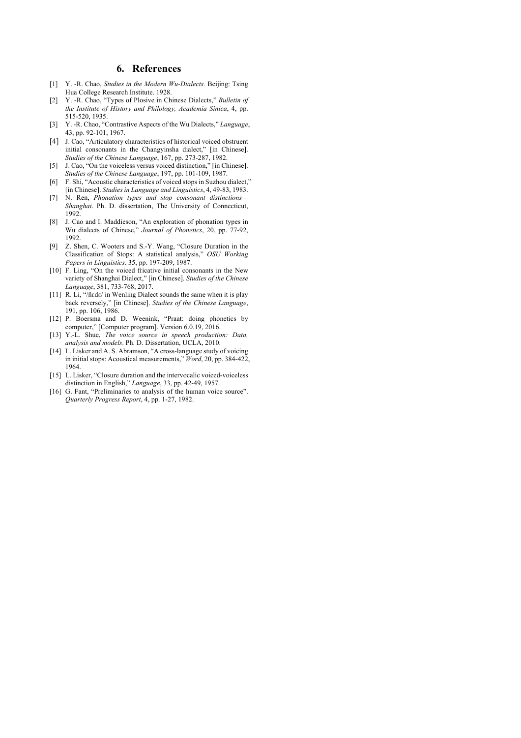## 6. References

[1] Y. -R. Chao, *Studies in the Modern Wu-Dialects.* Beijing: Tsing Hua College Research Institute. 1928.

[2] Y. -R. Chao, "Types of Plosive in Chinese Dialects," *Bulletin of the Institute of History and Philology, Academia Sinica*, 4, pp. 515-520, 1935.

[3] Y. -R. Chao, "Contrastive Aspects of the Wu Dialects," *Language*, 43, pp. 92-101, 1967.

[4] J. Cao, "Articulatory characteristics of historical voiced obstruent initial consonants in the Changyinsha dialect," [in Chinese]. *Studies of the Chinese Language*, 167, pp. 273-287, 1982.

[5] J. Cao, "On the voiceless versus voiced distinction," [in Chinese]. *Studies of the Chinese Language*, 197, pp. 101-109, 1987.

[6] F. Shi, "Acoustic characteristics of voiced stops in Suzhou dialect," [in Chinese]. *Studies in Language and Linguistics*, 4, 49-83, 1983.

[7] N. Ren, *Phonation types and stop consonant distinctions— Shanghai*. Ph. D. dissertation, The University of Connecticut, 1992.

[8] J. Cao and I. Maddieson, "An exploration of phonation types in Wu dialects of Chinese," *Journal of Phonetics*, 20, pp. 77-92, 1992.

[9] Z. Shen, C. Wooters and S.-Y. Wang, "Closure Duration in the Classification of Stops: A statistical analysis," *OSU Working Papers in Linguistics*. 35, pp. 197-209, 1987.

[10] F. Ling, "On the voiced fricative initial consonants in the New variety of Shanghai Dialect," [in Chinese]. *Studies of the Chinese Language*, 381, 733-768, 2017.

[11] R. Li, "/ɦɛdɛ/ in Wenling Dialect sounds the same when it is play back reversely," [in Chinese]. *Studies of the Chinese Language*, 191, pp. 106, 1986.

[12] P. Boersma and D. Weenink, "Praat: doing phonetics by computer," [Computer program]. Version 6.0.19, 2016.

[13] Y.-L. Shue, *The voice source in speech production: Data, analysis and models*. Ph. D. Dissertation, UCLA, 2010.

[14] L. Lisker and A. S. Abramson, "A cross-language study of voicing in initial stops: Acoustical measurements," *Word*, 20, pp. 384-422, 1964.

[15] L. Lisker, "Closure duration and the intervocalic voiced-voiceless distinction in English," *Language*, 33, pp. 42-49, 1957.

[16] G. Fant, "Preliminaries to analysis of the human voice source". *Quarterly Progress Report*, 4, pp. 1-27, 1982.